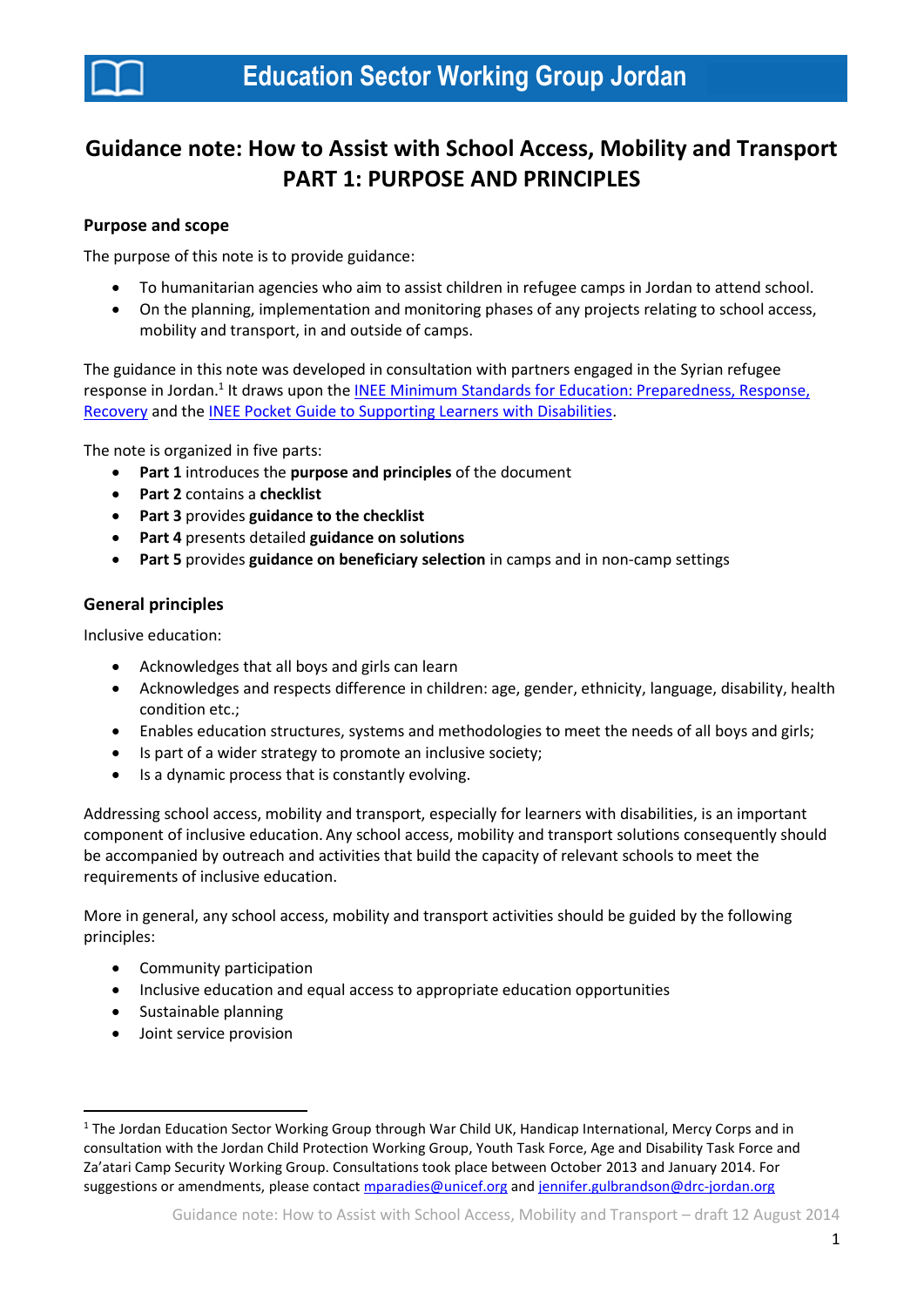# Education Sector Working Group Jordan

# Guidance note: How to Assist with School Access, Mobility and Transport
## PART 1: PURPOSE AND PRINCIPLES

### Purpose and scope

The purpose of this note is to provide guidance:

- To humanitarian agencies who aim to assist children in refugee camps in Jordan to attend school.
- On the planning, implementation and monitoring phases of any projects relating to school access, mobility and transport, in and outside of camps.

The guidance in this note was developed in consultation with partners engaged in the Syrian refugee response in Jordan.[1] It draws upon the INEE Minimum Standards for Education: Preparedness, Response, Recovery and the INEE Pocket Guide to Supporting Learners with Disabilities.

The note is organized in five parts:

- **Part 1** introduces the **purpose and principles** of the document
- **Part 2** contains a **checklist**
- **Part 3** provides **guidance to the checklist**
- **Part 4** presents detailed **guidance on solutions**
- **Part 5** provides **guidance on beneficiary selection** in camps and in non-camp settings

### General principles

Inclusive education:

- Acknowledges that all boys and girls can learn
- Acknowledges and respects difference in children: age, gender, ethnicity, language, disability, health condition etc.;
- Enables education structures, systems and methodologies to meet the needs of all boys and girls;
- Is part of a wider strategy to promote an inclusive society;
- Is a dynamic process that is constantly evolving.

Addressing school access, mobility and transport, especially for learners with disabilities, is an important component of inclusive education. Any school access, mobility and transport solutions consequently should be accompanied by outreach and activities that build the capacity of relevant schools to meet the requirements of inclusive education.

More in general, any school access, mobility and transport activities should be guided by the following principles:

- Community participation
- Inclusive education and equal access to appropriate education opportunities
- Sustainable planning
- Joint service provision

---

[1] The Jordan Education Sector Working Group through War Child UK, Handicap International, Mercy Corps and in consultation with the Jordan Child Protection Working Group, Youth Task Force, Age and Disability Task Force and Za'atari Camp Security Working Group. Consultations took place between October 2013 and January 2014. For suggestions or amendments, please contact mparadies@unicef.org and jennifer.gulbrandson@drc-jordan.org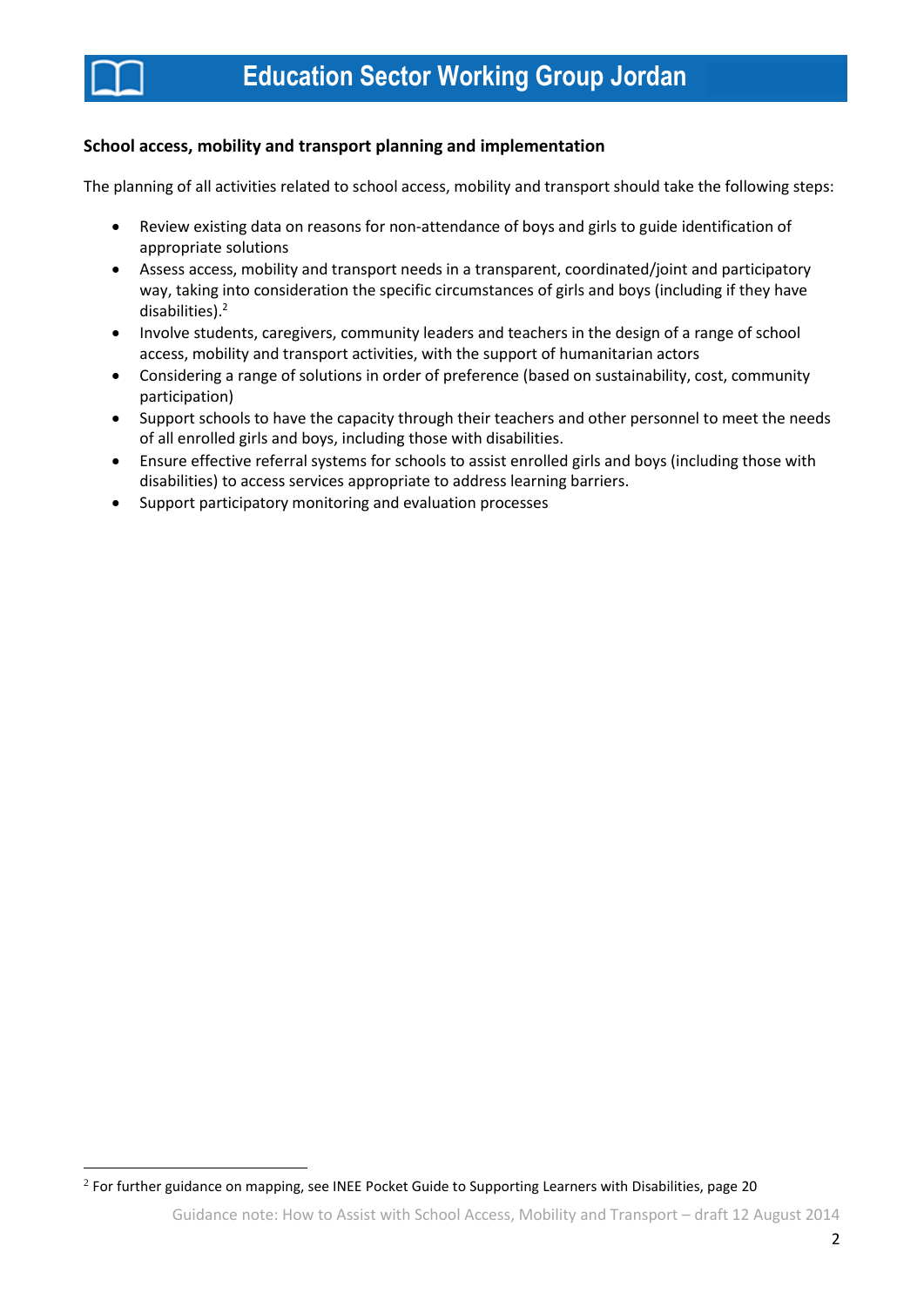**School access, mobility and transport planning and implementation**

The planning of all activities related to school access, mobility and transport should take the following steps:

- Review existing data on reasons for non-attendance of boys and girls to guide identification of appropriate solutions
- Assess access, mobility and transport needs in a transparent, coordinated/joint and participatory way, taking into consideration the specific circumstances of girls and boys (including if they have disabilities).[2]
- Involve students, caregivers, community leaders and teachers in the design of a range of school access, mobility and transport activities, with the support of humanitarian actors
- Considering a range of solutions in order of preference (based on sustainability, cost, community participation)
- Support schools to have the capacity through their teachers and other personnel to meet the needs of all enrolled girls and boys, including those with disabilities.
- Ensure effective referral systems for schools to assist enrolled girls and boys (including those with disabilities) to access services appropriate to address learning barriers.
- Support participatory monitoring and evaluation processes

[2] For further guidance on mapping, see INEE Pocket Guide to Supporting Learners with Disabilities, page 20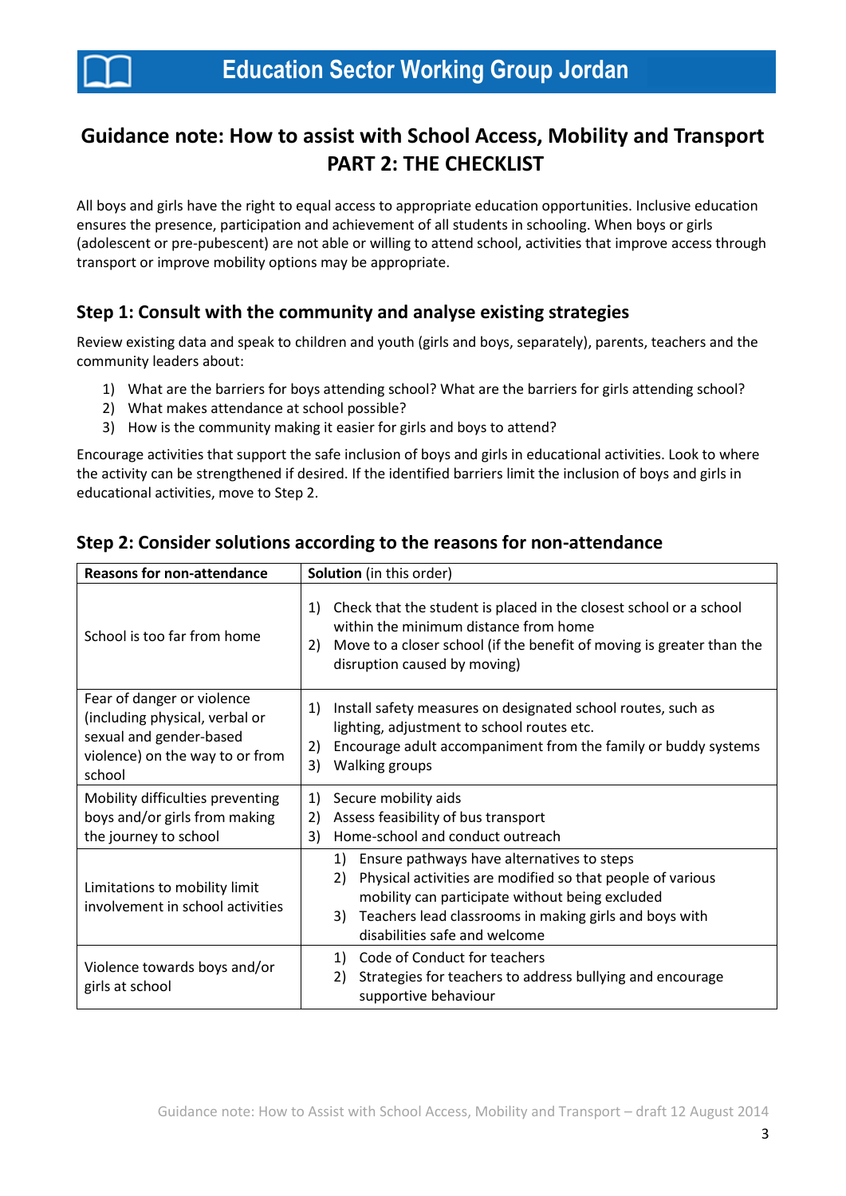## Guidance note: How to assist with School Access, Mobility and Transport
## PART 2: THE CHECKLIST

All boys and girls have the right to equal access to appropriate education opportunities. Inclusive education ensures the presence, participation and achievement of all students in schooling. When boys or girls (adolescent or pre-pubescent) are not able or willing to attend school, activities that improve access through transport or improve mobility options may be appropriate.

### Step 1: Consult with the community and analyse existing strategies

Review existing data and speak to children and youth (girls and boys, separately), parents, teachers and the community leaders about:

1) What are the barriers for boys attending school? What are the barriers for girls attending school?
2) What makes attendance at school possible?
3) How is the community making it easier for girls and boys to attend?

Encourage activities that support the safe inclusion of boys and girls in educational activities. Look to where the activity can be strengthened if desired. If the identified barriers limit the inclusion of boys and girls in educational activities, move to Step 2.

### Step 2: Consider solutions according to the reasons for non-attendance

| **Reasons for non-attendance** | **Solution** (in this order) |
|---|---|
| School is too far from home | 1) Check that the student is placed in the closest school or a school within the minimum distance from home<br>2) Move to a closer school (if the benefit of moving is greater than the disruption caused by moving) |
| Fear of danger or violence (including physical, verbal or sexual and gender-based violence) on the way to or from school | 1) Install safety measures on designated school routes, such as lighting, adjustment to school routes etc.<br>2) Encourage adult accompaniment from the family or buddy systems<br>3) Walking groups |
| Mobility difficulties preventing boys and/or girls from making the journey to school | 1) Secure mobility aids<br>2) Assess feasibility of bus transport<br>3) Home-school and conduct outreach |
| Limitations to mobility limit involvement in school activities | 1) Ensure pathways have alternatives to steps<br>2) Physical activities are modified so that people of various mobility can participate without being excluded<br>3) Teachers lead classrooms in making girls and boys with disabilities safe and welcome |
| Violence towards boys and/or girls at school | 1) Code of Conduct for teachers<br>2) Strategies for teachers to address bullying and encourage supportive behaviour |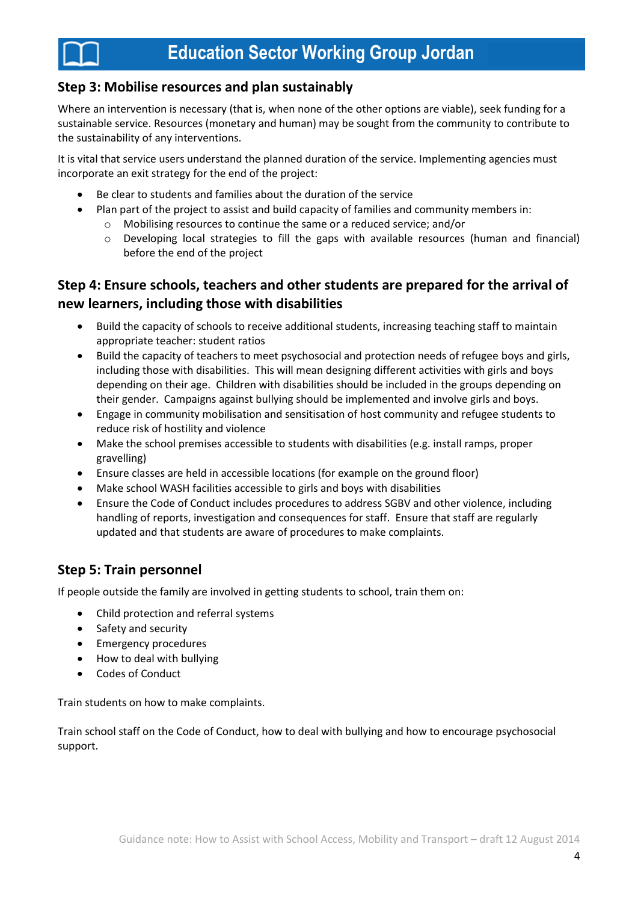## Step 3: Mobilise resources and plan sustainably

Where an intervention is necessary (that is, when none of the other options are viable), seek funding for a sustainable service. Resources (monetary and human) may be sought from the community to contribute to the sustainability of any interventions.

It is vital that service users understand the planned duration of the service. Implementing agencies must incorporate an exit strategy for the end of the project:

- Be clear to students and families about the duration of the service
- Plan part of the project to assist and build capacity of families and community members in:
  - Mobilising resources to continue the same or a reduced service; and/or
  - Developing local strategies to fill the gaps with available resources (human and financial) before the end of the project

## Step 4: Ensure schools, teachers and other students are prepared for the arrival of new learners, including those with disabilities

- Build the capacity of schools to receive additional students, increasing teaching staff to maintain appropriate teacher: student ratios
- Build the capacity of teachers to meet psychosocial and protection needs of refugee boys and girls, including those with disabilities. This will mean designing different activities with girls and boys depending on their age. Children with disabilities should be included in the groups depending on their gender. Campaigns against bullying should be implemented and involve girls and boys.
- Engage in community mobilisation and sensitisation of host community and refugee students to reduce risk of hostility and violence
- Make the school premises accessible to students with disabilities (e.g. install ramps, proper gravelling)
- Ensure classes are held in accessible locations (for example on the ground floor)
- Make school WASH facilities accessible to girls and boys with disabilities
- Ensure the Code of Conduct includes procedures to address SGBV and other violence, including handling of reports, investigation and consequences for staff. Ensure that staff are regularly updated and that students are aware of procedures to make complaints.

## Step 5: Train personnel

If people outside the family are involved in getting students to school, train them on:

- Child protection and referral systems
- Safety and security
- Emergency procedures
- How to deal with bullying
- Codes of Conduct

Train students on how to make complaints.

Train school staff on the Code of Conduct, how to deal with bullying and how to encourage psychosocial support.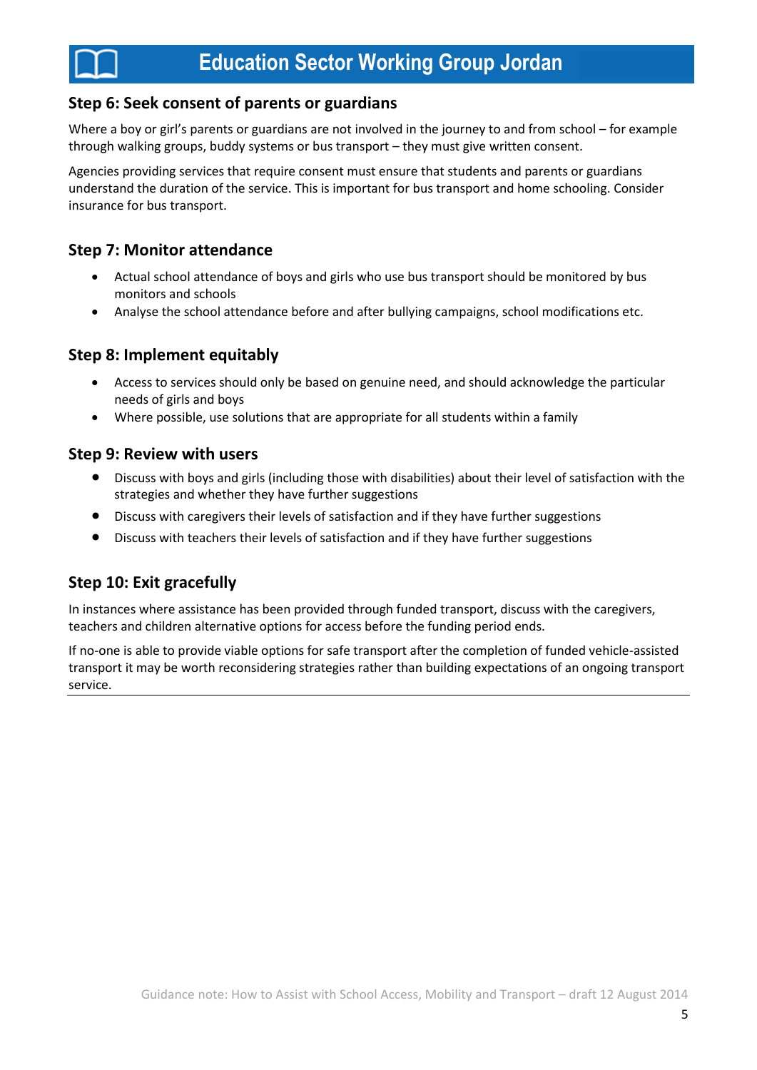## Step 6: Seek consent of parents or guardians

Where a boy or girl's parents or guardians are not involved in the journey to and from school – for example through walking groups, buddy systems or bus transport – they must give written consent.

Agencies providing services that require consent must ensure that students and parents or guardians understand the duration of the service. This is important for bus transport and home schooling. Consider insurance for bus transport.

## Step 7: Monitor attendance

- Actual school attendance of boys and girls who use bus transport should be monitored by bus monitors and schools
- Analyse the school attendance before and after bullying campaigns, school modifications etc.

## Step 8: Implement equitably

- Access to services should only be based on genuine need, and should acknowledge the particular needs of girls and boys
- Where possible, use solutions that are appropriate for all students within a family

## Step 9: Review with users

- Discuss with boys and girls (including those with disabilities) about their level of satisfaction with the strategies and whether they have further suggestions
- Discuss with caregivers their levels of satisfaction and if they have further suggestions
- Discuss with teachers their levels of satisfaction and if they have further suggestions

## Step 10: Exit gracefully

In instances where assistance has been provided through funded transport, discuss with the caregivers, teachers and children alternative options for access before the funding period ends.

If no-one is able to provide viable options for safe transport after the completion of funded vehicle-assisted transport it may be worth reconsidering strategies rather than building expectations of an ongoing transport service.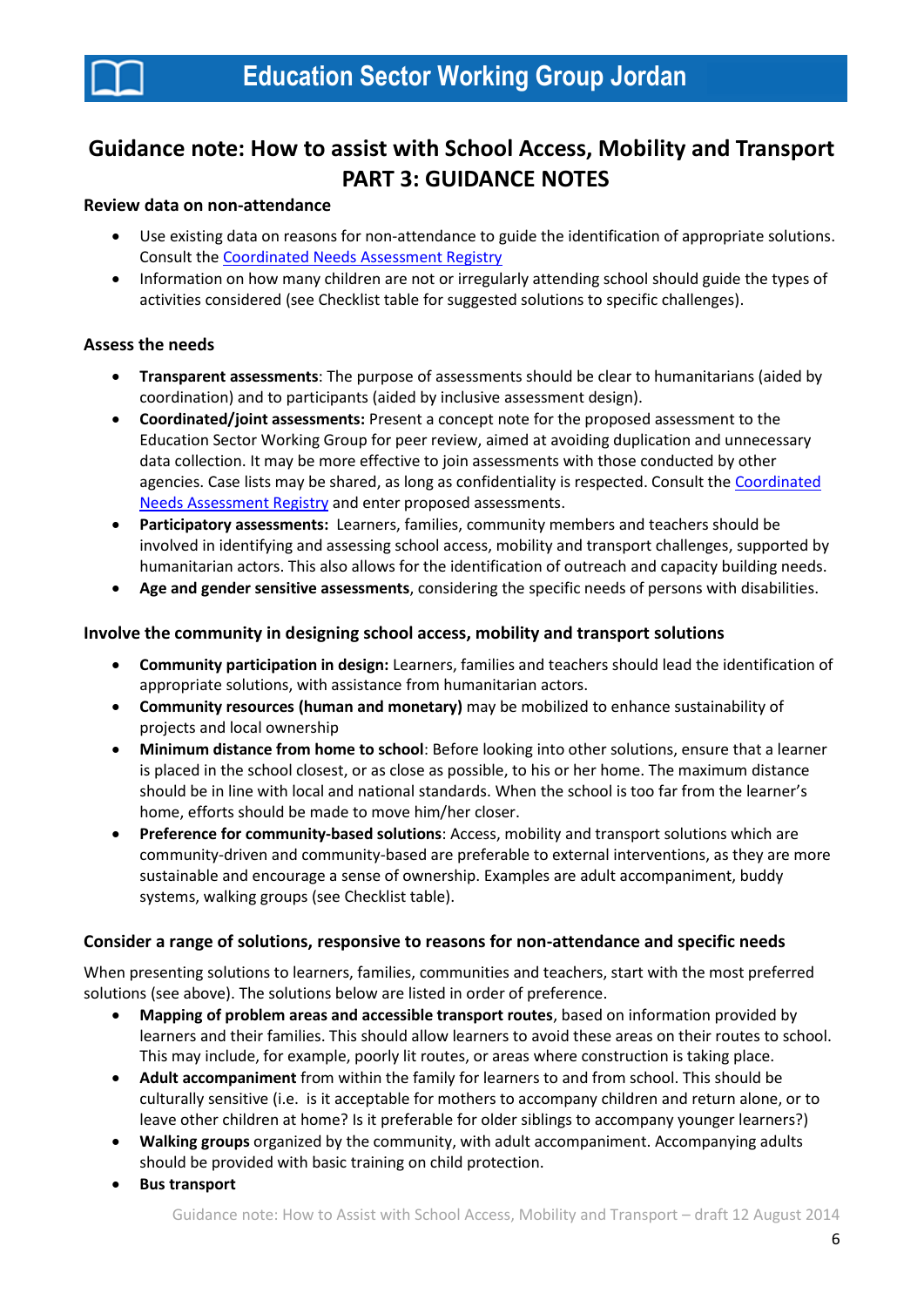# Guidance note: How to assist with School Access, Mobility and Transport
## PART 3: GUIDANCE NOTES

### Review data on non-attendance

- Use existing data on reasons for non-attendance to guide the identification of appropriate solutions. Consult the Coordinated Needs Assessment Registry
- Information on how many children are not or irregularly attending school should guide the types of activities considered (see Checklist table for suggested solutions to specific challenges).

### Assess the needs

- **Transparent assessments**: The purpose of assessments should be clear to humanitarians (aided by coordination) and to participants (aided by inclusive assessment design).
- **Coordinated/joint assessments:** Present a concept note for the proposed assessment to the Education Sector Working Group for peer review, aimed at avoiding duplication and unnecessary data collection. It may be more effective to join assessments with those conducted by other agencies. Case lists may be shared, as long as confidentiality is respected. Consult the Coordinated Needs Assessment Registry and enter proposed assessments.
- **Participatory assessments:** Learners, families, community members and teachers should be involved in identifying and assessing school access, mobility and transport challenges, supported by humanitarian actors. This also allows for the identification of outreach and capacity building needs.
- **Age and gender sensitive assessments**, considering the specific needs of persons with disabilities.

### Involve the community in designing school access, mobility and transport solutions

- **Community participation in design:** Learners, families and teachers should lead the identification of appropriate solutions, with assistance from humanitarian actors.
- **Community resources (human and monetary)** may be mobilized to enhance sustainability of projects and local ownership
- **Minimum distance from home to school**: Before looking into other solutions, ensure that a learner is placed in the school closest, or as close as possible, to his or her home. The maximum distance should be in line with local and national standards. When the school is too far from the learner's home, efforts should be made to move him/her closer.
- **Preference for community-based solutions**: Access, mobility and transport solutions which are community-driven and community-based are preferable to external interventions, as they are more sustainable and encourage a sense of ownership. Examples are adult accompaniment, buddy systems, walking groups (see Checklist table).

### Consider a range of solutions, responsive to reasons for non-attendance and specific needs

When presenting solutions to learners, families, communities and teachers, start with the most preferred solutions (see above). The solutions below are listed in order of preference.

- **Mapping of problem areas and accessible transport routes**, based on information provided by learners and their families. This should allow learners to avoid these areas on their routes to school. This may include, for example, poorly lit routes, or areas where construction is taking place.
- **Adult accompaniment** from within the family for learners to and from school. This should be culturally sensitive (i.e. is it acceptable for mothers to accompany children and return alone, or to leave other children at home? Is it preferable for older siblings to accompany younger learners?)
- **Walking groups** organized by the community, with adult accompaniment. Accompanying adults should be provided with basic training on child protection.
- **Bus transport**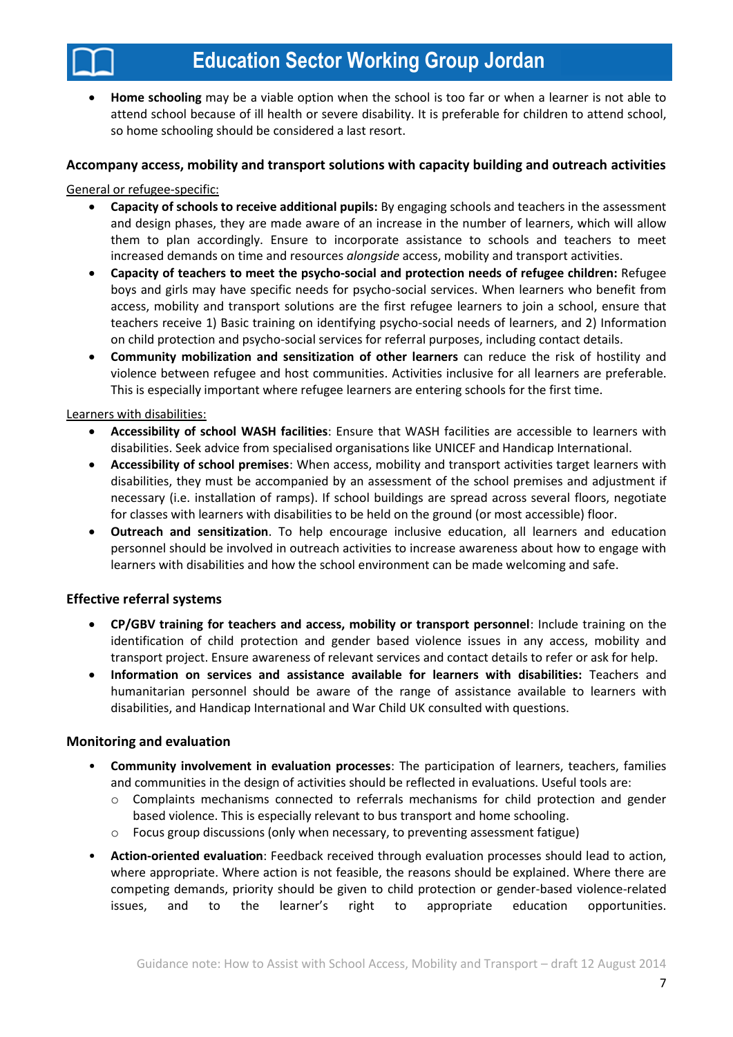- **Home schooling** may be a viable option when the school is too far or when a learner is not able to attend school because of ill health or severe disability. It is preferable for children to attend school, so home schooling should be considered a last resort.

### Accompany access, mobility and transport solutions with capacity building and outreach activities

General or refugee-specific:

- **Capacity of schools to receive additional pupils:** By engaging schools and teachers in the assessment and design phases, they are made aware of an increase in the number of learners, which will allow them to plan accordingly. Ensure to incorporate assistance to schools and teachers to meet increased demands on time and resources *alongside* access, mobility and transport activities.
- **Capacity of teachers to meet the psycho-social and protection needs of refugee children:** Refugee boys and girls may have specific needs for psycho-social services. When learners who benefit from access, mobility and transport solutions are the first refugee learners to join a school, ensure that teachers receive 1) Basic training on identifying psycho-social needs of learners, and 2) Information on child protection and psycho-social services for referral purposes, including contact details.
- **Community mobilization and sensitization of other learners** can reduce the risk of hostility and violence between refugee and host communities. Activities inclusive for all learners are preferable. This is especially important where refugee learners are entering schools for the first time.

Learners with disabilities:

- **Accessibility of school WASH facilities**: Ensure that WASH facilities are accessible to learners with disabilities. Seek advice from specialised organisations like UNICEF and Handicap International.
- **Accessibility of school premises**: When access, mobility and transport activities target learners with disabilities, they must be accompanied by an assessment of the school premises and adjustment if necessary (i.e. installation of ramps). If school buildings are spread across several floors, negotiate for classes with learners with disabilities to be held on the ground (or most accessible) floor.
- **Outreach and sensitization**. To help encourage inclusive education, all learners and education personnel should be involved in outreach activities to increase awareness about how to engage with learners with disabilities and how the school environment can be made welcoming and safe.

### Effective referral systems

- **CP/GBV training for teachers and access, mobility or transport personnel**: Include training on the identification of child protection and gender based violence issues in any access, mobility and transport project. Ensure awareness of relevant services and contact details to refer or ask for help.
- **Information on services and assistance available for learners with disabilities:** Teachers and humanitarian personnel should be aware of the range of assistance available to learners with disabilities, and Handicap International and War Child UK consulted with questions.

### Monitoring and evaluation

- **Community involvement in evaluation processes**: The participation of learners, teachers, families and communities in the design of activities should be reflected in evaluations. Useful tools are:
  - Complaints mechanisms connected to referrals mechanisms for child protection and gender based violence. This is especially relevant to bus transport and home schooling.
  - Focus group discussions (only when necessary, to preventing assessment fatigue)
- **Action-oriented evaluation**: Feedback received through evaluation processes should lead to action, where appropriate. Where action is not feasible, the reasons should be explained. Where there are competing demands, priority should be given to child protection or gender-based violence-related issues, and to the learner's right to appropriate education opportunities.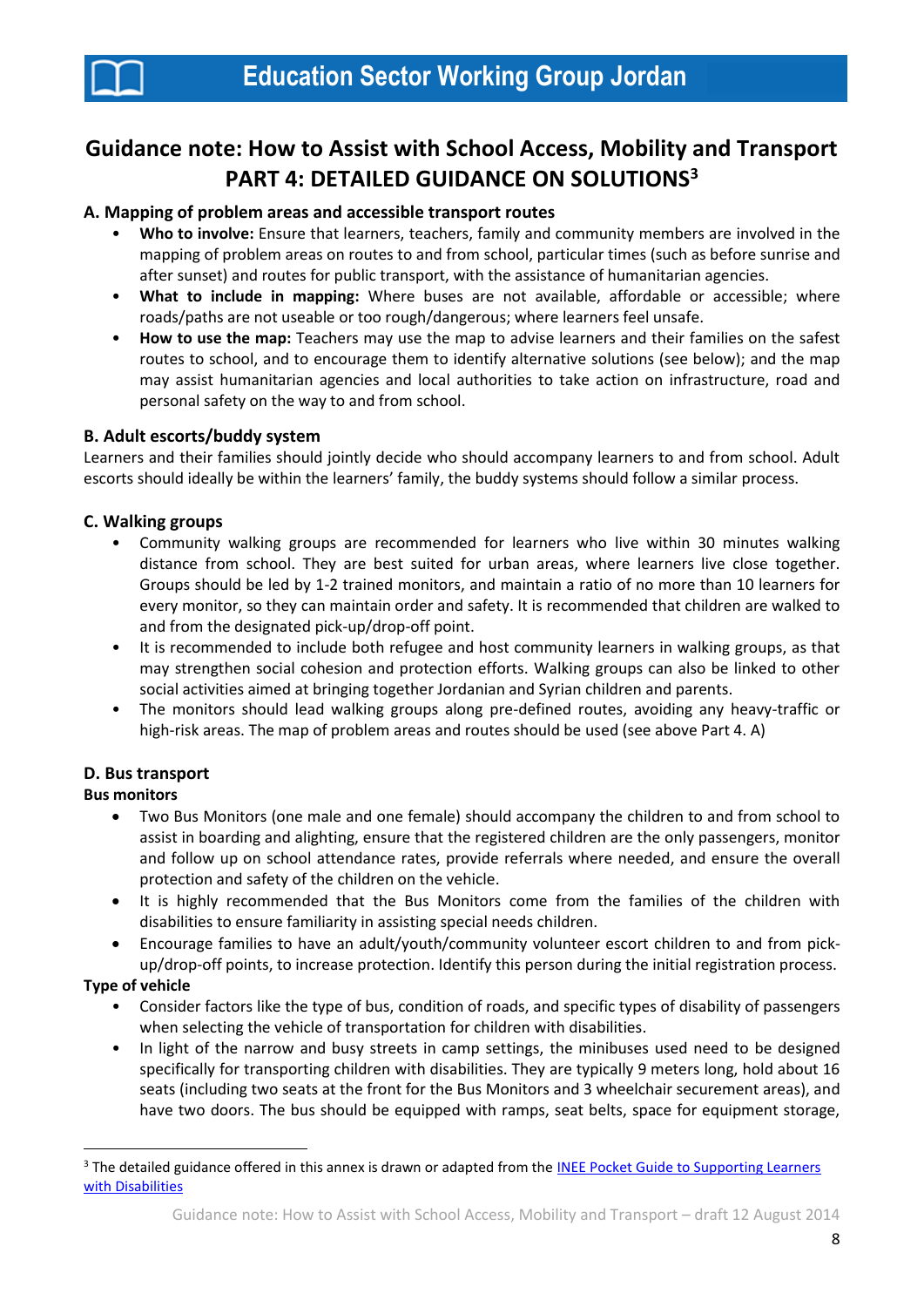# Guidance note: How to Assist with School Access, Mobility and Transport

## PART 4: DETAILED GUIDANCE ON SOLUTIONS[3]

### A. Mapping of problem areas and accessible transport routes

- **Who to involve:** Ensure that learners, teachers, family and community members are involved in the mapping of problem areas on routes to and from school, particular times (such as before sunrise and after sunset) and routes for public transport, with the assistance of humanitarian agencies.
- **What to include in mapping:** Where buses are not available, affordable or accessible; where roads/paths are not useable or too rough/dangerous; where learners feel unsafe.
- **How to use the map:** Teachers may use the map to advise learners and their families on the safest routes to school, and to encourage them to identify alternative solutions (see below); and the map may assist humanitarian agencies and local authorities to take action on infrastructure, road and personal safety on the way to and from school.

### B. Adult escorts/buddy system

Learners and their families should jointly decide who should accompany learners to and from school. Adult escorts should ideally be within the learners' family, the buddy systems should follow a similar process.

### C. Walking groups

- Community walking groups are recommended for learners who live within 30 minutes walking distance from school. They are best suited for urban areas, where learners live close together. Groups should be led by 1-2 trained monitors, and maintain a ratio of no more than 10 learners for every monitor, so they can maintain order and safety. It is recommended that children are walked to and from the designated pick-up/drop-off point.
- It is recommended to include both refugee and host community learners in walking groups, as that may strengthen social cohesion and protection efforts. Walking groups can also be linked to other social activities aimed at bringing together Jordanian and Syrian children and parents.
- The monitors should lead walking groups along pre-defined routes, avoiding any heavy-traffic or high-risk areas. The map of problem areas and routes should be used (see above Part 4. A)

### D. Bus transport

**Bus monitors**

- Two Bus Monitors (one male and one female) should accompany the children to and from school to assist in boarding and alighting, ensure that the registered children are the only passengers, monitor and follow up on school attendance rates, provide referrals where needed, and ensure the overall protection and safety of the children on the vehicle.
- It is highly recommended that the Bus Monitors come from the families of the children with disabilities to ensure familiarity in assisting special needs children.
- Encourage families to have an adult/youth/community volunteer escort children to and from pick-up/drop-off points, to increase protection. Identify this person during the initial registration process.

**Type of vehicle**

- Consider factors like the type of bus, condition of roads, and specific types of disability of passengers when selecting the vehicle of transportation for children with disabilities.
- In light of the narrow and busy streets in camp settings, the minibuses used need to be designed specifically for transporting children with disabilities. They are typically 9 meters long, hold about 16 seats (including two seats at the front for the Bus Monitors and 3 wheelchair securement areas), and have two doors. The bus should be equipped with ramps, seat belts, space for equipment storage,

---

[3] The detailed guidance offered in this annex is drawn or adapted from the INEE Pocket Guide to Supporting Learners with Disabilities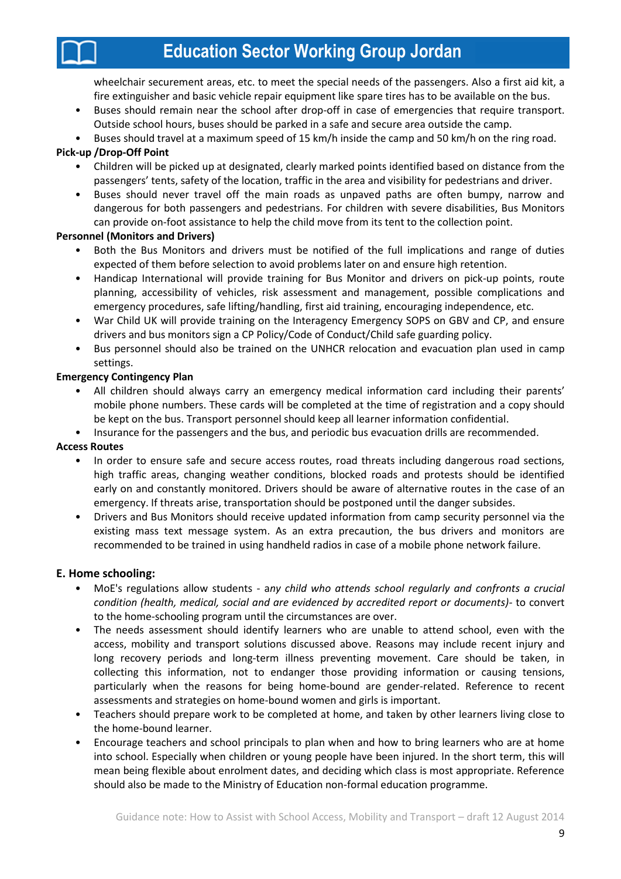wheelchair securement areas, etc. to meet the special needs of the passengers. Also a first aid kit, a fire extinguisher and basic vehicle repair equipment like spare tires has to be available on the bus.

- Buses should remain near the school after drop-off in case of emergencies that require transport. Outside school hours, buses should be parked in a safe and secure area outside the camp.
- Buses should travel at a maximum speed of 15 km/h inside the camp and 50 km/h on the ring road.

**Pick-up /Drop-Off Point**

- Children will be picked up at designated, clearly marked points identified based on distance from the passengers' tents, safety of the location, traffic in the area and visibility for pedestrians and driver.
- Buses should never travel off the main roads as unpaved paths are often bumpy, narrow and dangerous for both passengers and pedestrians. For children with severe disabilities, Bus Monitors can provide on-foot assistance to help the child move from its tent to the collection point.

**Personnel (Monitors and Drivers)**

- Both the Bus Monitors and drivers must be notified of the full implications and range of duties expected of them before selection to avoid problems later on and ensure high retention.
- Handicap International will provide training for Bus Monitor and drivers on pick-up points, route planning, accessibility of vehicles, risk assessment and management, possible complications and emergency procedures, safe lifting/handling, first aid training, encouraging independence, etc.
- War Child UK will provide training on the Interagency Emergency SOPS on GBV and CP, and ensure drivers and bus monitors sign a CP Policy/Code of Conduct/Child safe guarding policy.
- Bus personnel should also be trained on the UNHCR relocation and evacuation plan used in camp settings.

**Emergency Contingency Plan**

- All children should always carry an emergency medical information card including their parents' mobile phone numbers. These cards will be completed at the time of registration and a copy should be kept on the bus. Transport personnel should keep all learner information confidential.
- Insurance for the passengers and the bus, and periodic bus evacuation drills are recommended.

**Access Routes**

- In order to ensure safe and secure access routes, road threats including dangerous road sections, high traffic areas, changing weather conditions, blocked roads and protests should be identified early on and constantly monitored. Drivers should be aware of alternative routes in the case of an emergency. If threats arise, transportation should be postponed until the danger subsides.
- Drivers and Bus Monitors should receive updated information from camp security personnel via the existing mass text message system. As an extra precaution, the bus drivers and monitors are recommended to be trained in using handheld radios in case of a mobile phone network failure.

## E. Home schooling:

- MoE's regulations allow students - a*ny child who attends school regularly and confronts a crucial condition (health, medical, social and are evidenced by accredited report or documents)*- to convert to the home-schooling program until the circumstances are over.
- The needs assessment should identify learners who are unable to attend school, even with the access, mobility and transport solutions discussed above. Reasons may include recent injury and long recovery periods and long-term illness preventing movement. Care should be taken, in collecting this information, not to endanger those providing information or causing tensions, particularly when the reasons for being home-bound are gender-related. Reference to recent assessments and strategies on home-bound women and girls is important.
- Teachers should prepare work to be completed at home, and taken by other learners living close to the home-bound learner.
- Encourage teachers and school principals to plan when and how to bring learners who are at home into school. Especially when children or young people have been injured. In the short term, this will mean being flexible about enrolment dates, and deciding which class is most appropriate. Reference should also be made to the Ministry of Education non-formal education programme.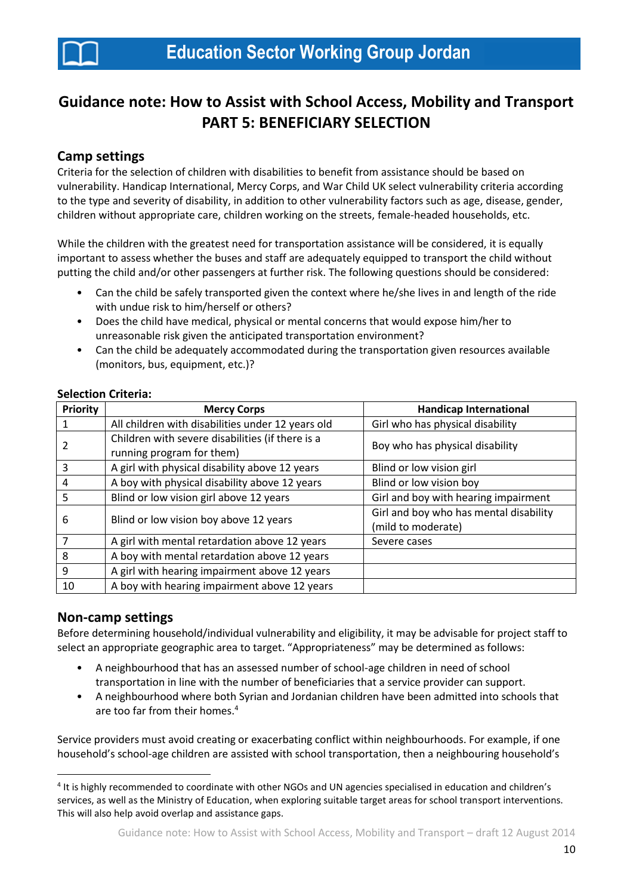# Guidance note: How to Assist with School Access, Mobility and Transport
## PART 5: BENEFICIARY SELECTION

### Camp settings

Criteria for the selection of children with disabilities to benefit from assistance should be based on vulnerability. Handicap International, Mercy Corps, and War Child UK select vulnerability criteria according to the type and severity of disability, in addition to other vulnerability factors such as age, disease, gender, children without appropriate care, children working on the streets, female-headed households, etc.

While the children with the greatest need for transportation assistance will be considered, it is equally important to assess whether the buses and staff are adequately equipped to transport the child without putting the child and/or other passengers at further risk. The following questions should be considered:

- Can the child be safely transported given the context where he/she lives in and length of the ride with undue risk to him/herself or others?
- Does the child have medical, physical or mental concerns that would expose him/her to unreasonable risk given the anticipated transportation environment?
- Can the child be adequately accommodated during the transportation given resources available (monitors, bus, equipment, etc.)?

**Selection Criteria:**

| Priority | Mercy Corps | Handicap International |
|---|---|---|
| 1 | All children with disabilities under 12 years old | Girl who has physical disability |
| 2 | Children with severe disabilities (if there is a running program for them) | Boy who has physical disability |
| 3 | A girl with physical disability above 12 years | Blind or low vision girl |
| 4 | A boy with physical disability above 12 years | Blind or low vision boy |
| 5 | Blind or low vision girl above 12 years | Girl and boy with hearing impairment |
| 6 | Blind or low vision boy above 12 years | Girl and boy who has mental disability (mild to moderate) |
| 7 | A girl with mental retardation above 12 years | Severe cases |
| 8 | A boy with mental retardation above 12 years | |
| 9 | A girl with hearing impairment above 12 years | |
| 10 | A boy with hearing impairment above 12 years | |

### Non-camp settings

Before determining household/individual vulnerability and eligibility, it may be advisable for project staff to select an appropriate geographic area to target. "Appropriateness" may be determined as follows:

- A neighbourhood that has an assessed number of school-age children in need of school transportation in line with the number of beneficiaries that a service provider can support.
- A neighbourhood where both Syrian and Jordanian children have been admitted into schools that are too far from their homes.[4]

Service providers must avoid creating or exacerbating conflict within neighbourhoods. For example, if one household's school-age children are assisted with school transportation, then a neighbouring household's

[4] It is highly recommended to coordinate with other NGOs and UN agencies specialised in education and children's services, as well as the Ministry of Education, when exploring suitable target areas for school transport interventions. This will also help avoid overlap and assistance gaps.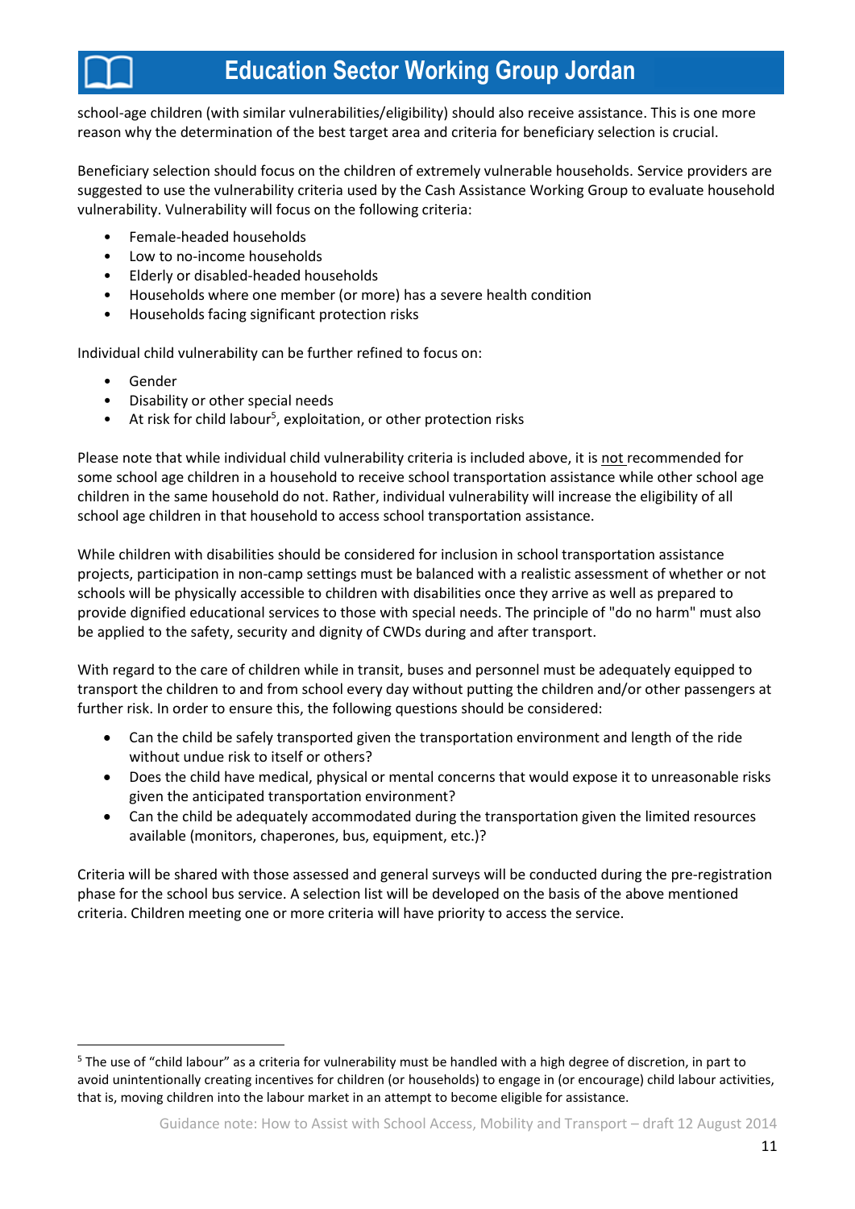school-age children (with similar vulnerabilities/eligibility) should also receive assistance. This is one more reason why the determination of the best target area and criteria for beneficiary selection is crucial.

Beneficiary selection should focus on the children of extremely vulnerable households. Service providers are suggested to use the vulnerability criteria used by the Cash Assistance Working Group to evaluate household vulnerability. Vulnerability will focus on the following criteria:

- Female-headed households
- Low to no-income households
- Elderly or disabled-headed households
- Households where one member (or more) has a severe health condition
- Households facing significant protection risks

Individual child vulnerability can be further refined to focus on:

- Gender
- Disability or other special needs
- At risk for child labour[5], exploitation, or other protection risks

Please note that while individual child vulnerability criteria is included above, it is <u>not</u> recommended for some school age children in a household to receive school transportation assistance while other school age children in the same household do not. Rather, individual vulnerability will increase the eligibility of all school age children in that household to access school transportation assistance.

While children with disabilities should be considered for inclusion in school transportation assistance projects, participation in non-camp settings must be balanced with a realistic assessment of whether or not schools will be physically accessible to children with disabilities once they arrive as well as prepared to provide dignified educational services to those with special needs. The principle of "do no harm" must also be applied to the safety, security and dignity of CWDs during and after transport.

With regard to the care of children while in transit, buses and personnel must be adequately equipped to transport the children to and from school every day without putting the children and/or other passengers at further risk. In order to ensure this, the following questions should be considered:

- Can the child be safely transported given the transportation environment and length of the ride without undue risk to itself or others?
- Does the child have medical, physical or mental concerns that would expose it to unreasonable risks given the anticipated transportation environment?
- Can the child be adequately accommodated during the transportation given the limited resources available (monitors, chaperones, bus, equipment, etc.)?

Criteria will be shared with those assessed and general surveys will be conducted during the pre-registration phase for the school bus service. A selection list will be developed on the basis of the above mentioned criteria. Children meeting one or more criteria will have priority to access the service.

---

[5] The use of "child labour" as a criteria for vulnerability must be handled with a high degree of discretion, in part to avoid unintentionally creating incentives for children (or households) to engage in (or encourage) child labour activities, that is, moving children into the labour market in an attempt to become eligible for assistance.